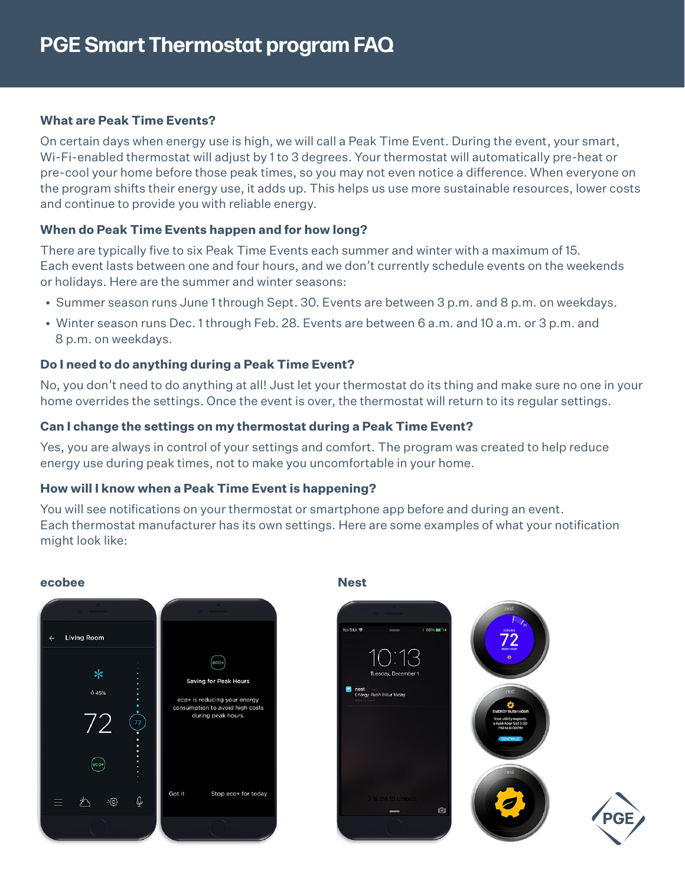# PGE Smart Thermostat program FAQ

### What are Peak Time Events?

On certain days when energy use is high, we will call a Peak Time Event. During the event, your smart, Wi-Fi-enabled thermostat will adjust by 1 to 3 degrees. Your thermostat will automatically pre-heat or pre-cool your home before those peak times, so you may not even notice a difference. When everyone on the program shifts their energy use, it adds up. This helps us use more sustainable resources, lower costs and continue to provide you with reliable energy.

### When do Peak Time Events happen and for how long?

There are typically five to six Peak Time Events each summer and winter with a maximum of 15. Each event lasts between one and four hours, and we don't currently schedule events on the weekends or holidays. Here are the summer and winter seasons:

- Summer season runs June 1 through Sept. 30. Events are between 3 p.m. and 8 p.m. on weekdays.
- Winter season runs Dec. 1 through Feb. 28. Events are between 6 a.m. and 10 a.m. or 3 p.m. and 8 p.m. on weekdays.

### Do I need to do anything during a Peak Time Event?

No, you don't need to do anything at all! Just let your thermostat do its thing and make sure no one in your home overrides the settings. Once the event is over, the thermostat will return to its regular settings.

### Can I change the settings on my thermostat during a Peak Time Event?

Yes, you are always in control of your settings and comfort. The program was created to help reduce energy use during peak times, not to make you uncomfortable in your home.

### How will I know when a Peak Time Event is happening?

You will see notifications on your thermostat or smartphone app before and during an event. Each thermostat manufacturer has its own settings. Here are some examples of what your notification might look like:

**ecobee**

**Nest**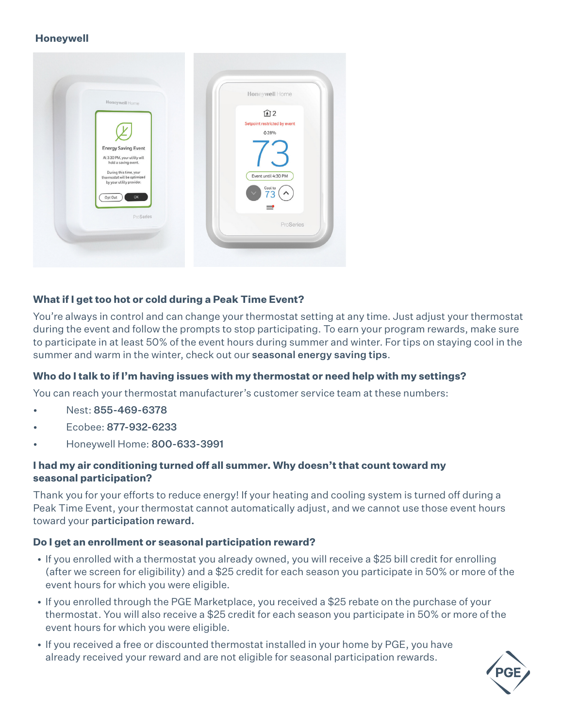**Honeywell**

### What if I get too hot or cold during a Peak Time Event?

You're always in control and can change your thermostat setting at any time. Just adjust your thermostat during the event and follow the prompts to stop participating. To earn your program rewards, make sure to participate in at least 50% of the event hours during summer and winter. For tips on staying cool in the summer and warm in the winter, check out our **seasonal energy saving tips**.

### Who do I talk to if I'm having issues with my thermostat or need help with my settings?

You can reach your thermostat manufacturer's customer service team at these numbers:

- Nest: **855-469-6378**
- Ecobee: **877-932-6233**
- Honeywell Home: **800-633-3991**

### I had my air conditioning turned off all summer. Why doesn't that count toward my seasonal participation?

Thank you for your efforts to reduce energy! If your heating and cooling system is turned off during a Peak Time Event, your thermostat cannot automatically adjust, and we cannot use those event hours toward your **participation reward.**

### Do I get an enrollment or seasonal participation reward?

- If you enrolled with a thermostat you already owned, you will receive a $25 bill credit for enrolling (after we screen for eligibility) and a $25 credit for each season you participate in 50% or more of the event hours for which you were eligible.
- If you enrolled through the PGE Marketplace, you received a $25 rebate on the purchase of your thermostat. You will also receive a $25 credit for each season you participate in 50% or more of the event hours for which you were eligible.
- If you received a free or discounted thermostat installed in your home by PGE, you have already received your reward and are not eligible for seasonal participation rewards.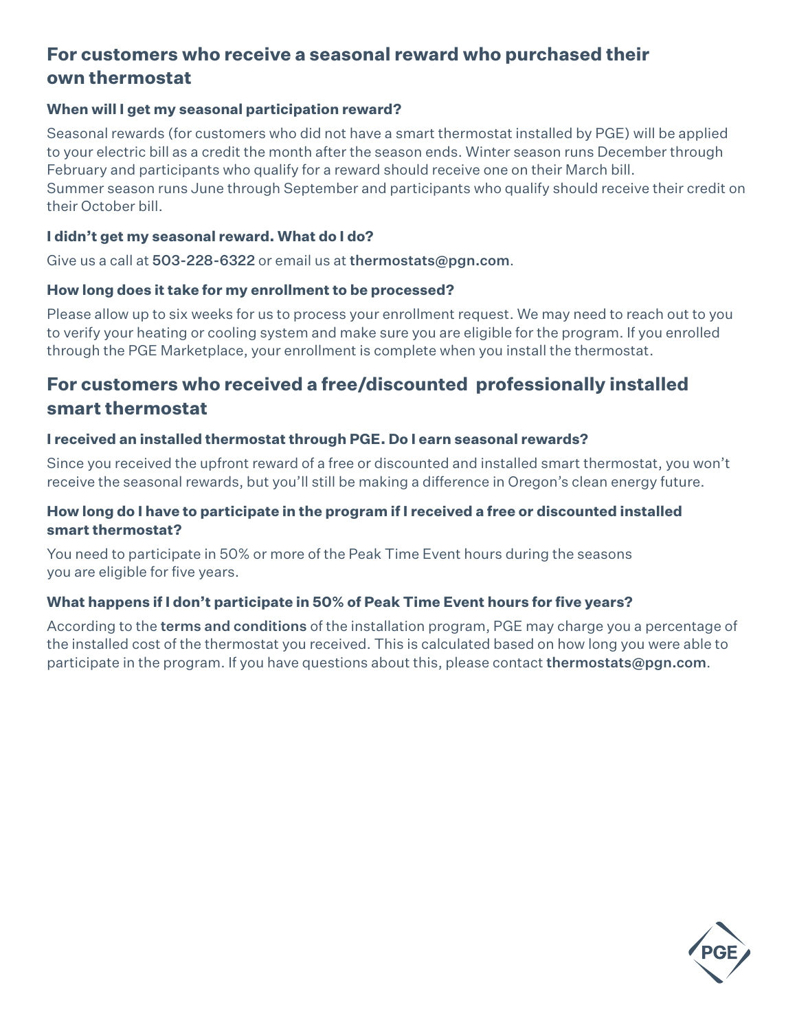## For customers who receive a seasonal reward who purchased their own thermostat

### When will I get my seasonal participation reward?

Seasonal rewards (for customers who did not have a smart thermostat installed by PGE) will be applied to your electric bill as a credit the month after the season ends. Winter season runs December through February and participants who qualify for a reward should receive one on their March bill.
Summer season runs June through September and participants who qualify should receive their credit on their October bill.

### I didn't get my seasonal reward. What do I do?

Give us a call at **503-228-6322** or email us at **thermostats@pgn.com**.

### How long does it take for my enrollment to be processed?

Please allow up to six weeks for us to process your enrollment request. We may need to reach out to you to verify your heating or cooling system and make sure you are eligible for the program. If you enrolled through the PGE Marketplace, your enrollment is complete when you install the thermostat.

## For customers who received a free/discounted professionally installed smart thermostat

### I received an installed thermostat through PGE. Do I earn seasonal rewards?

Since you received the upfront reward of a free or discounted and installed smart thermostat, you won't receive the seasonal rewards, but you'll still be making a difference in Oregon's clean energy future.

### How long do I have to participate in the program if I received a free or discounted installed smart thermostat?

You need to participate in 50% or more of the Peak Time Event hours during the seasons you are eligible for five years.

### What happens if I don't participate in 50% of Peak Time Event hours for five years?

According to the **terms and conditions** of the installation program, PGE may charge you a percentage of the installed cost of the thermostat you received. This is calculated based on how long you were able to participate in the program. If you have questions about this, please contact **thermostats@pgn.com**.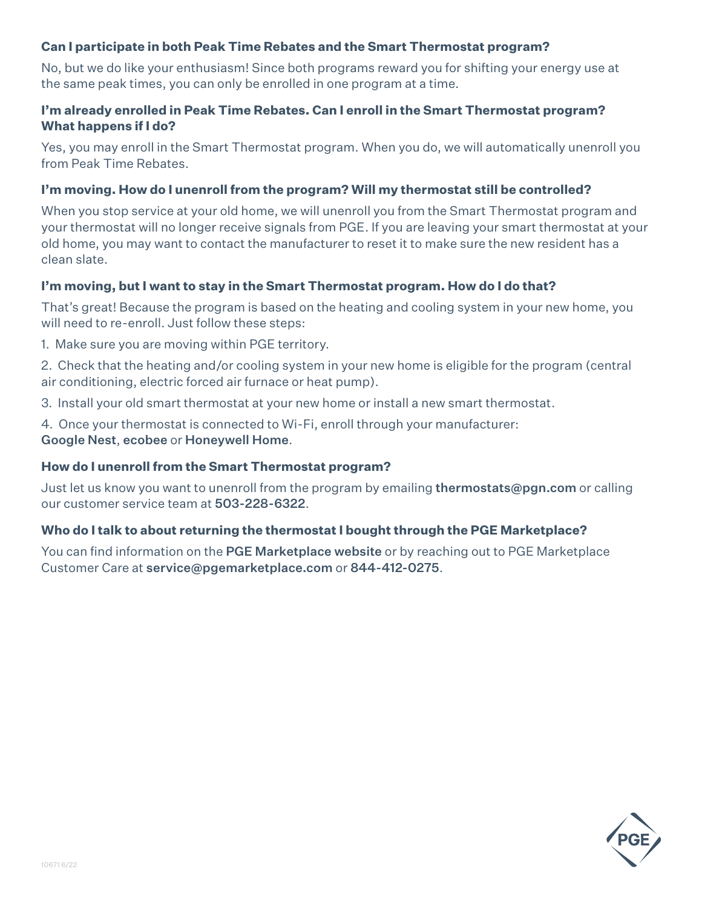### Can I participate in both Peak Time Rebates and the Smart Thermostat program?

No, but we do like your enthusiasm! Since both programs reward you for shifting your energy use at the same peak times, you can only be enrolled in one program at a time.

### I'm already enrolled in Peak Time Rebates. Can I enroll in the Smart Thermostat program? What happens if I do?

Yes, you may enroll in the Smart Thermostat program. When you do, we will automatically unenroll you from Peak Time Rebates.

### I'm moving. How do I unenroll from the program? Will my thermostat still be controlled?

When you stop service at your old home, we will unenroll you from the Smart Thermostat program and your thermostat will no longer receive signals from PGE. If you are leaving your smart thermostat at your old home, you may want to contact the manufacturer to reset it to make sure the new resident has a clean slate.

### I'm moving, but I want to stay in the Smart Thermostat program. How do I do that?

That's great! Because the program is based on the heating and cooling system in your new home, you will need to re-enroll. Just follow these steps:

1. Make sure you are moving within PGE territory.
2. Check that the heating and/or cooling system in your new home is eligible for the program (central air conditioning, electric forced air furnace or heat pump).
3. Install your old smart thermostat at your new home or install a new smart thermostat.
4. Once your thermostat is connected to Wi-Fi, enroll through your manufacturer: **Google Nest**, **ecobee** or **Honeywell Home**.

### How do I unenroll from the Smart Thermostat program?

Just let us know you want to unenroll from the program by emailing **thermostats@pgn.com** or calling our customer service team at **503-228-6322**.

### Who do I talk to about returning the thermostat I bought through the PGE Marketplace?

You can find information on the **PGE Marketplace website** or by reaching out to PGE Marketplace Customer Care at **service@pgemarketplace.com** or **844-412-0275**.

10671 6/22